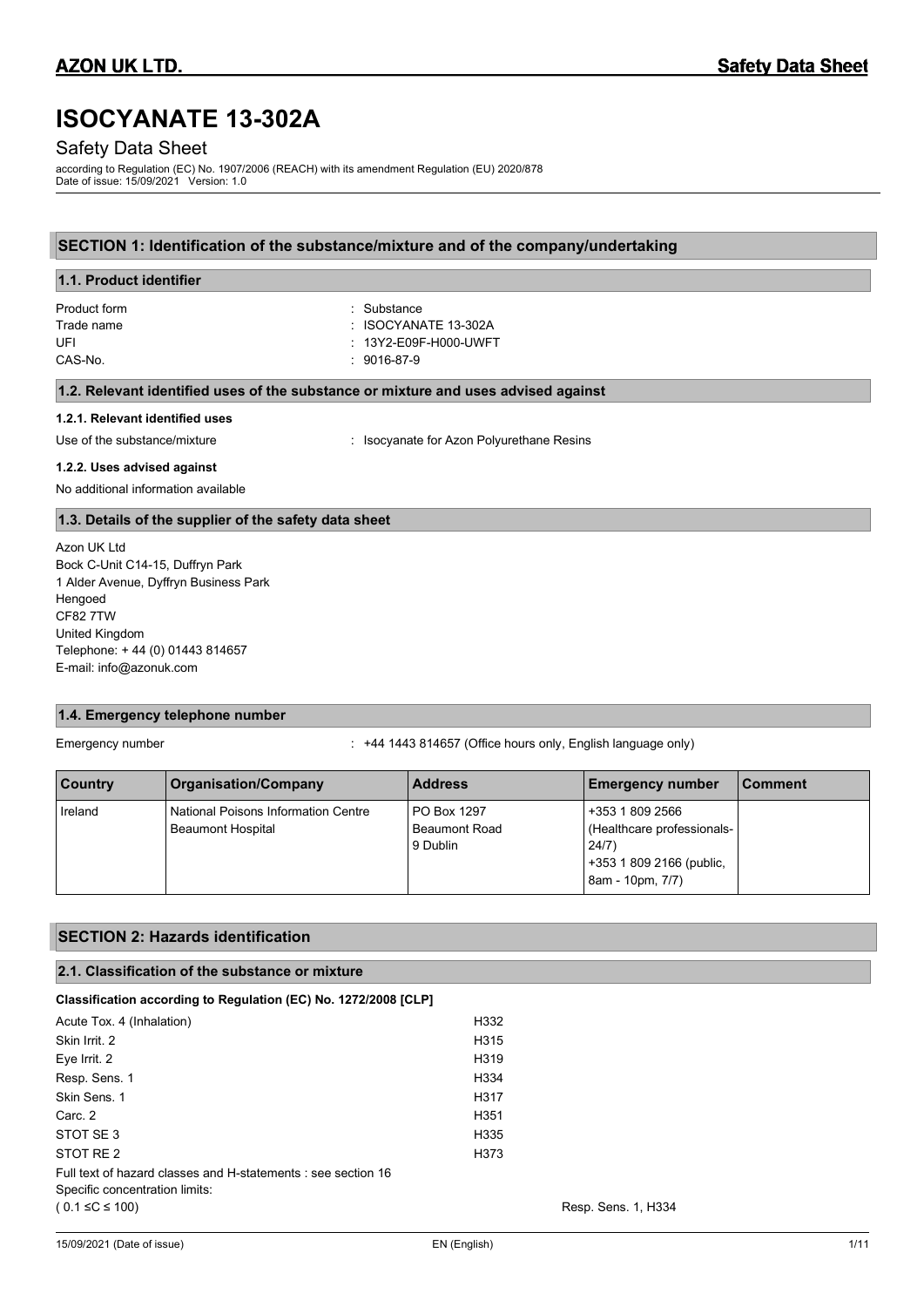# ISOCYANATE 13-302A

Safety Data Sheet

according to Regulation (EC) No. 1907/2006 (REACH) with its amendment Regulation (EU) 2020/878
Date of issue: 15/09/2021 Version: 1.0

## SECTION 1: Identification of the substance/mixture and of the company/undertaking

### 1.1. Product identifier

| | |
|---|---|
| Product form | : Substance |
| Trade name | : ISOCYANATE 13-302A |
| UFI | : 13Y2-E09F-H000-UWFT |
| CAS-No. | : 9016-87-9 |

### 1.2. Relevant identified uses of the substance or mixture and uses advised against

#### 1.2.1. Relevant identified uses

Use of the substance/mixture : Isocyanate for Azon Polyurethane Resins

#### 1.2.2. Uses advised against

No additional information available

### 1.3. Details of the supplier of the safety data sheet

Azon UK Ltd
Bock C-Unit C14-15, Duffryn Park
1 Alder Avenue, Dyffryn Business Park
Hengoed
CF82 7TW
United Kingdom
Telephone: + 44 (0) 01443 814657
E-mail: info@azonuk.com

### 1.4. Emergency telephone number

Emergency number : +44 1443 814657 (Office hours only, English language only)

| Country | Organisation/Company | Address | Emergency number | Comment |
|---|---|---|---|---|
| Ireland | National Poisons Information Centre Beaumont Hospital | PO Box 1297 Beaumont Road 9 Dublin | +353 1 809 2566 (Healthcare professionals-24/7) +353 1 809 2166 (public, 8am - 10pm, 7/7) | |

## SECTION 2: Hazards identification

### 2.1. Classification of the substance or mixture

**Classification according to Regulation (EC) No. 1272/2008 [CLP]**

| | |
|---|---|
| Acute Tox. 4 (Inhalation) | H332 |
| Skin Irrit. 2 | H315 |
| Eye Irrit. 2 | H319 |
| Resp. Sens. 1 | H334 |
| Skin Sens. 1 | H317 |
| Carc. 2 | H351 |
| STOT SE 3 | H335 |
| STOT RE 2 | H373 |

Full text of hazard classes and H-statements : see section 16

Specific concentration limits:

( 0.1 ≤C ≤ 100) Resp. Sens. 1, H334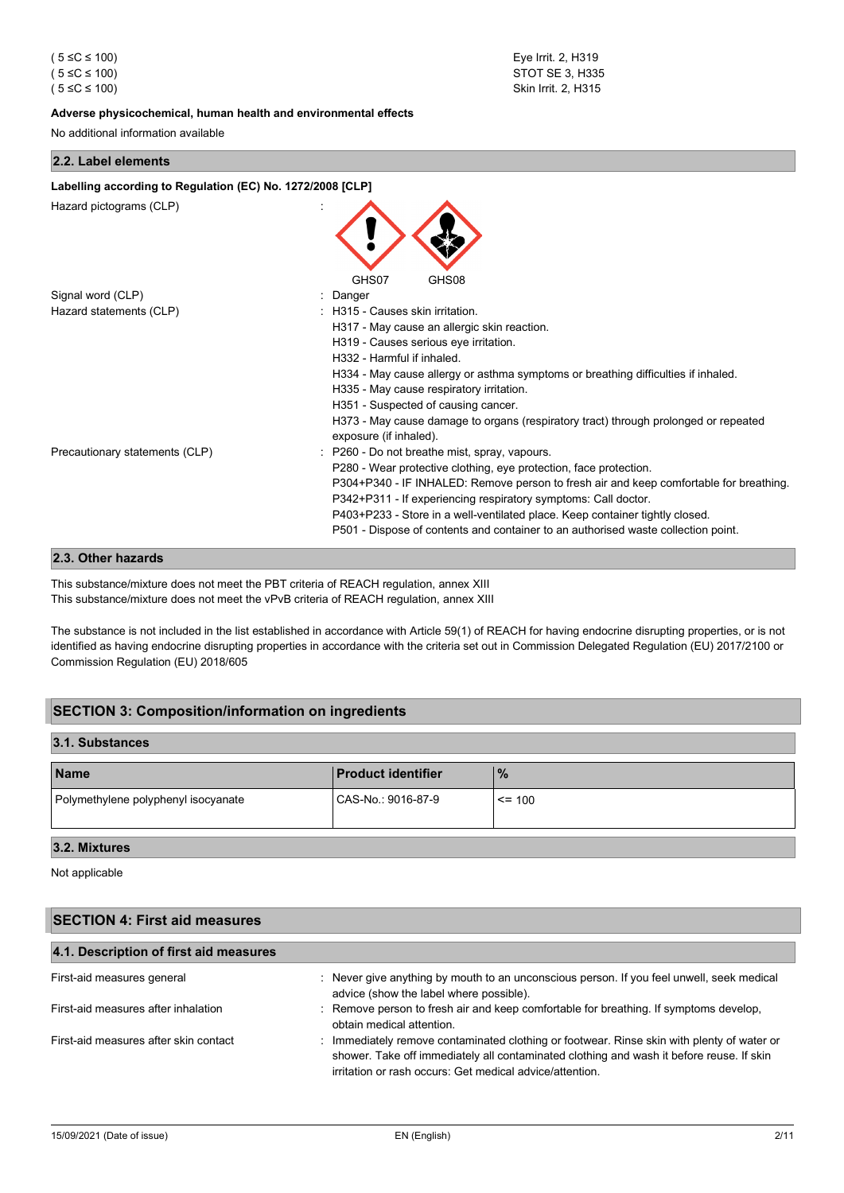| | |
|---|---|
| ( 5 ≤C ≤ 100) | Eye Irrit. 2, H319 |
| ( 5 ≤C ≤ 100) | STOT SE 3, H335 |
| ( 5 ≤C ≤ 100) | Skin Irrit. 2, H315 |

**Adverse physicochemical, human health and environmental effects**

No additional information available

### 2.2. Label elements

**Labelling according to Regulation (EC) No. 1272/2008 [CLP]**

Hazard pictograms (CLP) :

GHS07 GHS08

Signal word (CLP) : Danger

Hazard statements (CLP) :
- H315 - Causes skin irritation.
- H317 - May cause an allergic skin reaction.
- H319 - Causes serious eye irritation.
- H332 - Harmful if inhaled.
- H334 - May cause allergy or asthma symptoms or breathing difficulties if inhaled.
- H335 - May cause respiratory irritation.
- H351 - Suspected of causing cancer.
- H373 - May cause damage to organs (respiratory tract) through prolonged or repeated exposure (if inhaled).

Precautionary statements (CLP) :
- P260 - Do not breathe mist, spray, vapours.
- P280 - Wear protective clothing, eye protection, face protection.
- P304+P340 - IF INHALED: Remove person to fresh air and keep comfortable for breathing.
- P342+P311 - If experiencing respiratory symptoms: Call doctor.
- P403+P233 - Store in a well-ventilated place. Keep container tightly closed.
- P501 - Dispose of contents and container to an authorised waste collection point.

### 2.3. Other hazards

This substance/mixture does not meet the PBT criteria of REACH regulation, annex XIII
This substance/mixture does not meet the vPvB criteria of REACH regulation, annex XIII

The substance is not included in the list established in accordance with Article 59(1) of REACH for having endocrine disrupting properties, or is not identified as having endocrine disrupting properties in accordance with the criteria set out in Commission Delegated Regulation (EU) 2017/2100 or Commission Regulation (EU) 2018/605

## SECTION 3: Composition/information on ingredients

### 3.1. Substances

| Name | Product identifier | % |
|---|---|---|
| Polymethylene polyphenyl isocyanate | CAS-No.: 9016-87-9 | <= 100 |

### 3.2. Mixtures

Not applicable

## SECTION 4: First aid measures

### 4.1. Description of first aid measures

First-aid measures general : Never give anything by mouth to an unconscious person. If you feel unwell, seek medical advice (show the label where possible).

First-aid measures after inhalation : Remove person to fresh air and keep comfortable for breathing. If symptoms develop, obtain medical attention.

First-aid measures after skin contact : Immediately remove contaminated clothing or footwear. Rinse skin with plenty of water or shower. Take off immediately all contaminated clothing and wash it before reuse. If skin irritation or rash occurs: Get medical advice/attention.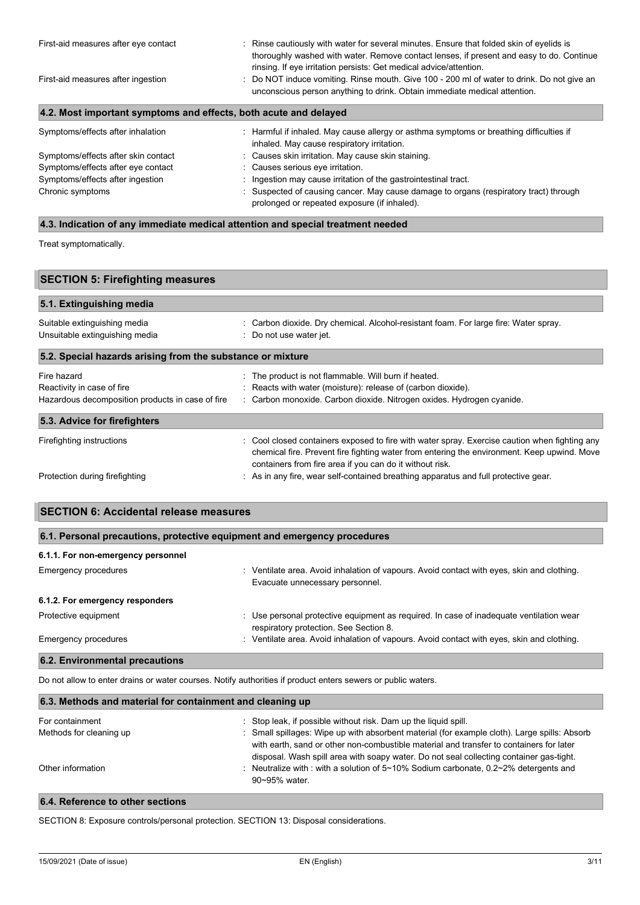First-aid measures after eye contact : Rinse cautiously with water for several minutes. Ensure that folded skin of eyelids is thoroughly washed with water. Remove contact lenses, if present and easy to do. Continue rinsing. If eye irritation persists: Get medical advice/attention.

First-aid measures after ingestion : Do NOT induce vomiting. Rinse mouth. Give 100 - 200 ml of water to drink. Do not give an unconscious person anything to drink. Obtain immediate medical attention.

### 4.2. Most important symptoms and effects, both acute and delayed

| | |
|---|---|
| Symptoms/effects after inhalation | : Harmful if inhaled. May cause allergy or asthma symptoms or breathing difficulties if inhaled. May cause respiratory irritation. |
| Symptoms/effects after skin contact | : Causes skin irritation. May cause skin staining. |
| Symptoms/effects after eye contact | : Causes serious eye irritation. |
| Symptoms/effects after ingestion | : Ingestion may cause irritation of the gastrointestinal tract. |
| Chronic symptoms | : Suspected of causing cancer. May cause damage to organs (respiratory tract) through prolonged or repeated exposure (if inhaled). |

### 4.3. Indication of any immediate medical attention and special treatment needed

Treat symptomatically.

## SECTION 5: Firefighting measures

### 5.1. Extinguishing media

| | |
|---|---|
| Suitable extinguishing media | : Carbon dioxide. Dry chemical. Alcohol-resistant foam. For large fire: Water spray. |
| Unsuitable extinguishing media | : Do not use water jet. |

### 5.2. Special hazards arising from the substance or mixture

| | |
|---|---|
| Fire hazard | : The product is not flammable. Will burn if heated. |
| Reactivity in case of fire | : Reacts with water (moisture): release of (carbon dioxide). |
| Hazardous decomposition products in case of fire | : Carbon monoxide. Carbon dioxide. Nitrogen oxides. Hydrogen cyanide. |

### 5.3. Advice for firefighters

| | |
|---|---|
| Firefighting instructions | : Cool closed containers exposed to fire with water spray. Exercise caution when fighting any chemical fire. Prevent fire fighting water from entering the environment. Keep upwind. Move containers from fire area if you can do it without risk. |
| Protection during firefighting | : As in any fire, wear self-contained breathing apparatus and full protective gear. |

## SECTION 6: Accidental release measures

### 6.1. Personal precautions, protective equipment and emergency procedures

#### 6.1.1. For non-emergency personnel

| | |
|---|---|
| Emergency procedures | : Ventilate area. Avoid inhalation of vapours. Avoid contact with eyes, skin and clothing. Evacuate unnecessary personnel. |

#### 6.1.2. For emergency responders

| | |
|---|---|
| Protective equipment | : Use personal protective equipment as required. In case of inadequate ventilation wear respiratory protection. See Section 8. |
| Emergency procedures | : Ventilate area. Avoid inhalation of vapours. Avoid contact with eyes, skin and clothing. |

### 6.2. Environmental precautions

Do not allow to enter drains or water courses. Notify authorities if product enters sewers or public waters.

### 6.3. Methods and material for containment and cleaning up

| | |
|---|---|
| For containment | : Stop leak, if possible without risk. Dam up the liquid spill. |
| Methods for cleaning up | : Small spillages: Wipe up with absorbent material (for example cloth). Large spills: Absorb with earth, sand or other non-combustible material and transfer to containers for later disposal. Wash spill area with soapy water. Do not seal collecting container gas-tight. |
| Other information | : Neutralize with : with a solution of 5~10% Sodium carbonate, 0.2~2% detergents and 90~95% water. |

### 6.4. Reference to other sections

SECTION 8: Exposure controls/personal protection. SECTION 13: Disposal considerations.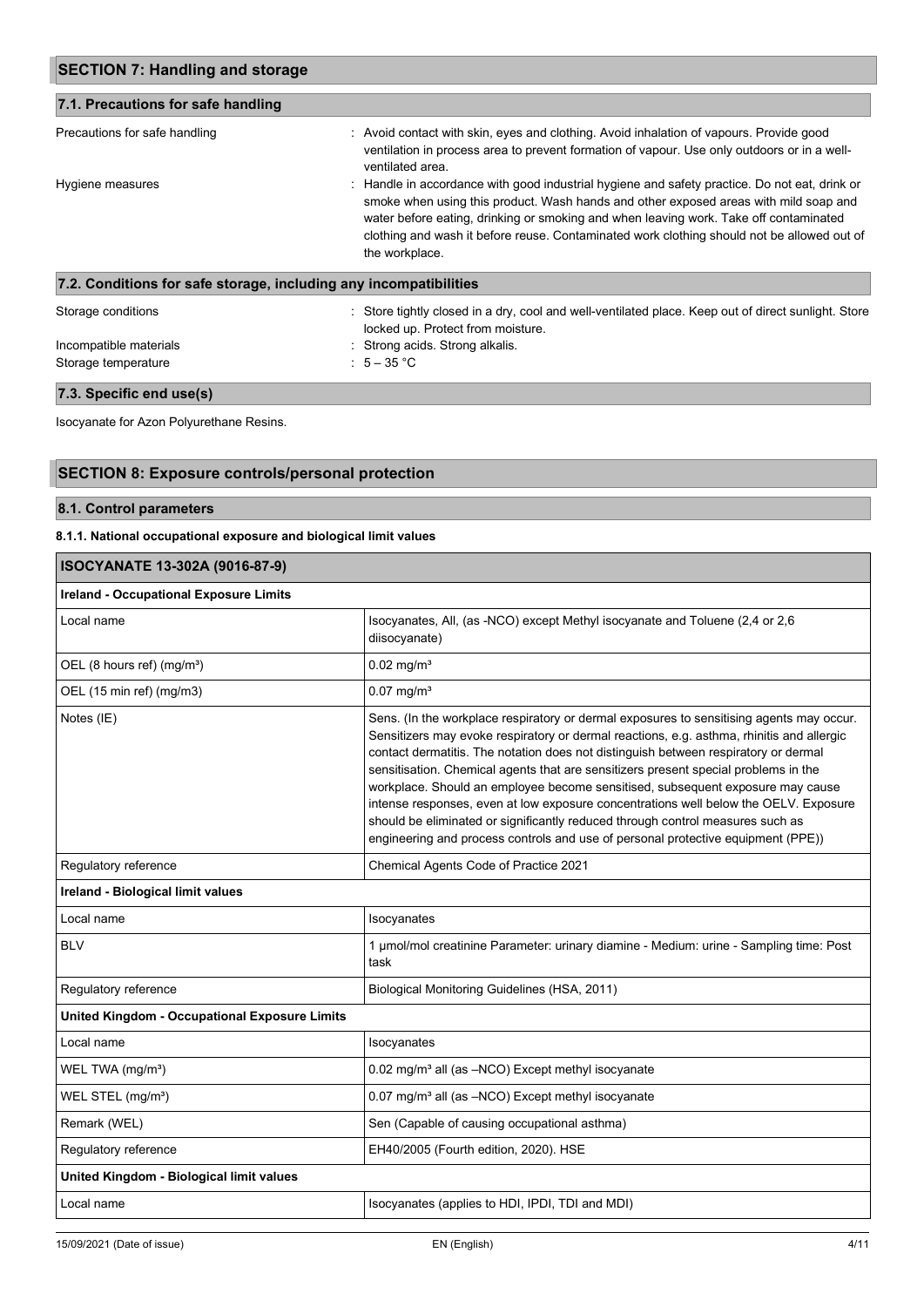## SECTION 7: Handling and storage

### 7.1. Precautions for safe handling

Precautions for safe handling : Avoid contact with skin, eyes and clothing. Avoid inhalation of vapours. Provide good ventilation in process area to prevent formation of vapour. Use only outdoors or in a well-ventilated area.

Hygiene measures : Handle in accordance with good industrial hygiene and safety practice. Do not eat, drink or smoke when using this product. Wash hands and other exposed areas with mild soap and water before eating, drinking or smoking and when leaving work. Take off contaminated clothing and wash it before reuse. Contaminated work clothing should not be allowed out of the workplace.

### 7.2. Conditions for safe storage, including any incompatibilities

Storage conditions : Store tightly closed in a dry, cool and well-ventilated place. Keep out of direct sunlight. Store locked up. Protect from moisture.

Incompatible materials : Strong acids. Strong alkalis.

Storage temperature : 5 – 35 °C

### 7.3. Specific end use(s)

Isocyanate for Azon Polyurethane Resins.

## SECTION 8: Exposure controls/personal protection

### 8.1. Control parameters

#### 8.1.1. National occupational exposure and biological limit values

| ISOCYANATE 13-302A (9016-87-9) | |
|---|---|
| **Ireland - Occupational Exposure Limits** | |
| Local name | Isocyanates, All, (as -NCO) except Methyl isocyanate and Toluene (2,4 or 2,6 diisocyanate) |
| OEL (8 hours ref) (mg/m³) | 0.02 mg/m³ |
| OEL (15 min ref) (mg/m3) | 0.07 mg/m³ |
| Notes (IE) | Sens. (In the workplace respiratory or dermal exposures to sensitising agents may occur. Sensitizers may evoke respiratory or dermal reactions, e.g. asthma, rhinitis and allergic contact dermatitis. The notation does not distinguish between respiratory or dermal sensitisation. Chemical agents that are sensitizers present special problems in the workplace. Should an employee become sensitised, subsequent exposure may cause intense responses, even at low exposure concentrations well below the OELV. Exposure should be eliminated or significantly reduced through control measures such as engineering and process controls and use of personal protective equipment (PPE)) |
| Regulatory reference | Chemical Agents Code of Practice 2021 |
| **Ireland - Biological limit values** | |
| Local name | Isocyanates |
| BLV | 1 µmol/mol creatinine Parameter: urinary diamine - Medium: urine - Sampling time: Post task |
| Regulatory reference | Biological Monitoring Guidelines (HSA, 2011) |
| **United Kingdom - Occupational Exposure Limits** | |
| Local name | Isocyanates |
| WEL TWA (mg/m³) | 0.02 mg/m³ all (as –NCO) Except methyl isocyanate |
| WEL STEL (mg/m³) | 0.07 mg/m³ all (as –NCO) Except methyl isocyanate |
| Remark (WEL) | Sen (Capable of causing occupational asthma) |
| Regulatory reference | EH40/2005 (Fourth edition, 2020). HSE |
| **United Kingdom - Biological limit values** | |
| Local name | Isocyanates (applies to HDI, IPDI, TDI and MDI) |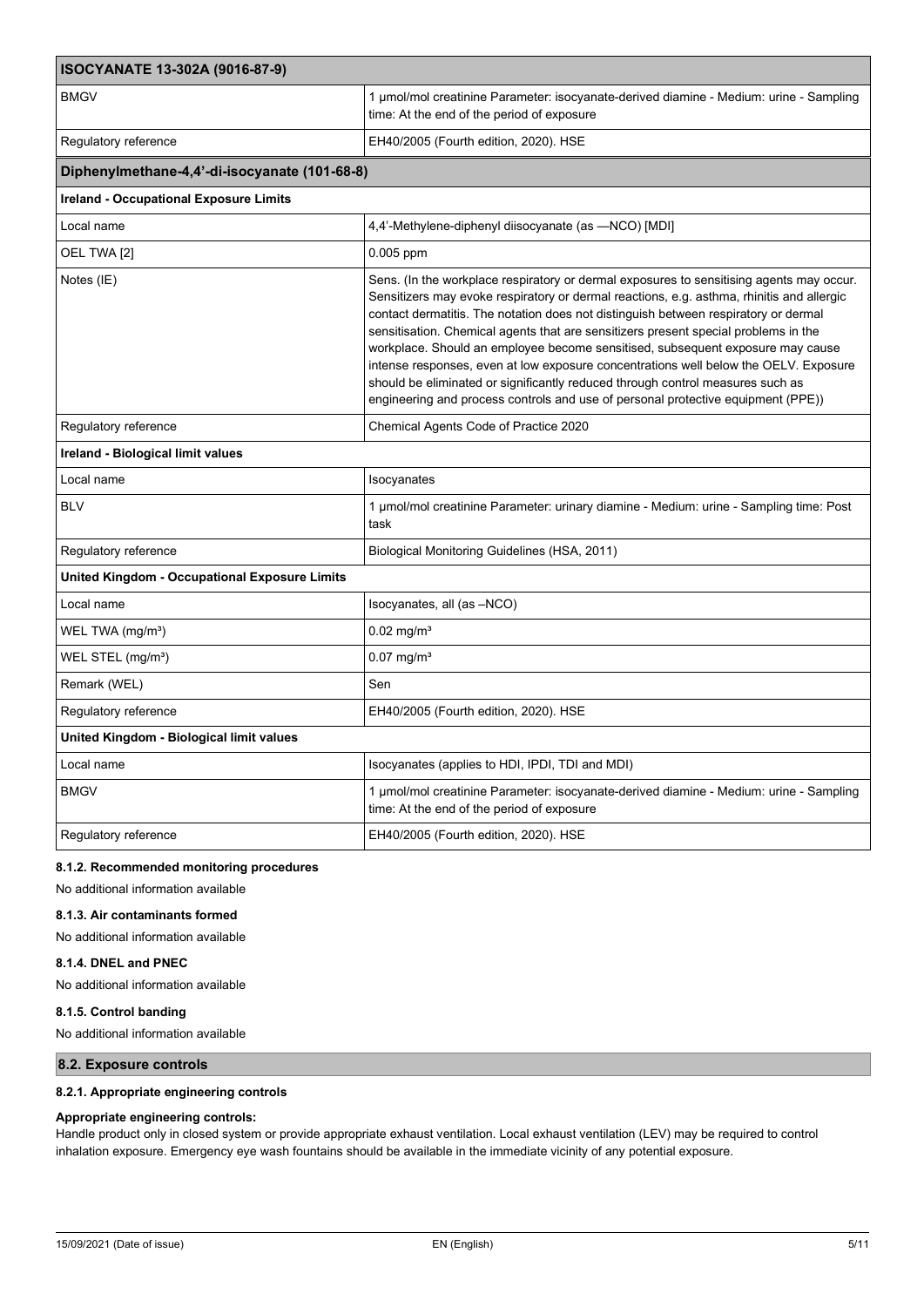| ISOCYANATE 13-302A (9016-87-9) | |
|---|---|
| BMGV | 1 µmol/mol creatinine Parameter: isocyanate-derived diamine - Medium: urine - Sampling time: At the end of the period of exposure |
| Regulatory reference | EH40/2005 (Fourth edition, 2020). HSE |
| **Diphenylmethane-4,4'-di-isocyanate (101-68-8)** | |
| **Ireland - Occupational Exposure Limits** | |
| Local name | 4,4'-Methylene-diphenyl diisocyanate (as —NCO) [MDI] |
| OEL TWA [2] | 0.005 ppm |
| Notes (IE) | Sens. (In the workplace respiratory or dermal exposures to sensitising agents may occur. Sensitizers may evoke respiratory or dermal reactions, e.g. asthma, rhinitis and allergic contact dermatitis. The notation does not distinguish between respiratory or dermal sensitisation. Chemical agents that are sensitizers present special problems in the workplace. Should an employee become sensitised, subsequent exposure may cause intense responses, even at low exposure concentrations well below the OELV. Exposure should be eliminated or significantly reduced through control measures such as engineering and process controls and use of personal protective equipment (PPE)) |
| Regulatory reference | Chemical Agents Code of Practice 2020 |
| **Ireland - Biological limit values** | |
| Local name | Isocyanates |
| BLV | 1 µmol/mol creatinine Parameter: urinary diamine - Medium: urine - Sampling time: Post task |
| Regulatory reference | Biological Monitoring Guidelines (HSA, 2011) |
| **United Kingdom - Occupational Exposure Limits** | |
| Local name | Isocyanates, all (as –NCO) |
| WEL TWA (mg/m³) | 0.02 mg/m³ |
| WEL STEL (mg/m³) | 0.07 mg/m³ |
| Remark (WEL) | Sen |
| Regulatory reference | EH40/2005 (Fourth edition, 2020). HSE |
| **United Kingdom - Biological limit values** | |
| Local name | Isocyanates (applies to HDI, IPDI, TDI and MDI) |
| BMGV | 1 µmol/mol creatinine Parameter: isocyanate-derived diamine - Medium: urine - Sampling time: At the end of the period of exposure |
| Regulatory reference | EH40/2005 (Fourth edition, 2020). HSE |

#### 8.1.2. Recommended monitoring procedures

No additional information available

#### 8.1.3. Air contaminants formed

No additional information available

#### 8.1.4. DNEL and PNEC

No additional information available

#### 8.1.5. Control banding

No additional information available

### 8.2. Exposure controls

#### 8.2.1. Appropriate engineering controls

**Appropriate engineering controls:**

Handle product only in closed system or provide appropriate exhaust ventilation. Local exhaust ventilation (LEV) may be required to control inhalation exposure. Emergency eye wash fountains should be available in the immediate vicinity of any potential exposure.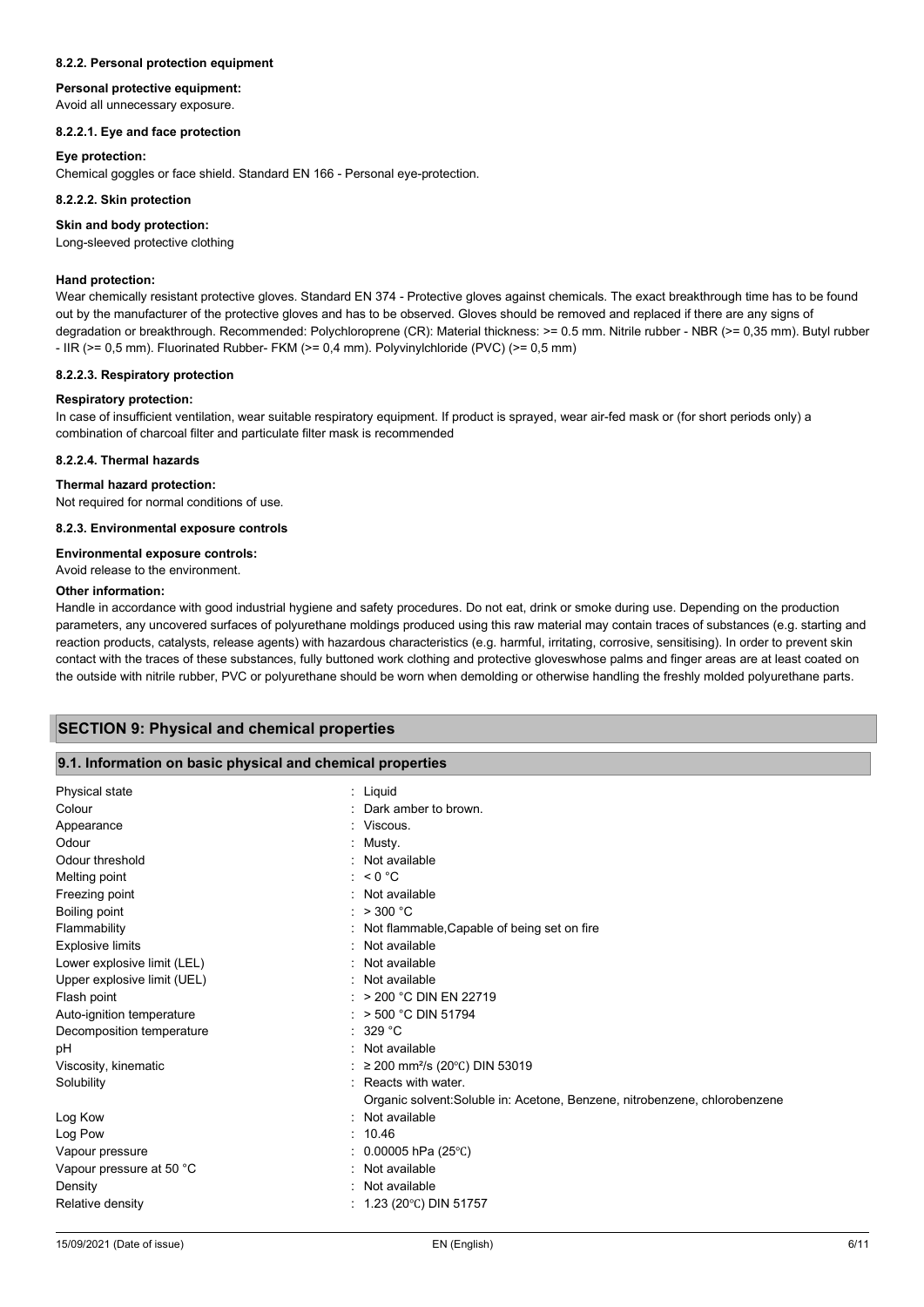#### 8.2.2. Personal protection equipment

**Personal protective equipment:**
Avoid all unnecessary exposure.

##### 8.2.2.1. Eye and face protection

**Eye protection:**
Chemical goggles or face shield. Standard EN 166 - Personal eye-protection.

##### 8.2.2.2. Skin protection

**Skin and body protection:**
Long-sleeved protective clothing

**Hand protection:**
Wear chemically resistant protective gloves. Standard EN 374 - Protective gloves against chemicals. The exact breakthrough time has to be found out by the manufacturer of the protective gloves and has to be observed. Gloves should be removed and replaced if there are any signs of degradation or breakthrough. Recommended: Polychloroprene (CR): Material thickness: >= 0.5 mm. Nitrile rubber - NBR (>= 0,35 mm). Butyl rubber - IIR (>= 0,5 mm). Fluorinated Rubber- FKM (>= 0,4 mm). Polyvinylchloride (PVC) (>= 0,5 mm)

##### 8.2.2.3. Respiratory protection

**Respiratory protection:**
In case of insufficient ventilation, wear suitable respiratory equipment. If product is sprayed, wear air-fed mask or (for short periods only) a combination of charcoal filter and particulate filter mask is recommended

##### 8.2.2.4. Thermal hazards

**Thermal hazard protection:**
Not required for normal conditions of use.

#### 8.2.3. Environmental exposure controls

**Environmental exposure controls:**
Avoid release to the environment.

**Other information:**
Handle in accordance with good industrial hygiene and safety procedures. Do not eat, drink or smoke during use. Depending on the production parameters, any uncovered surfaces of polyurethane moldings produced using this raw material may contain traces of substances (e.g. starting and reaction products, catalysts, release agents) with hazardous characteristics (e.g. harmful, irritating, corrosive, sensitising). In order to prevent skin contact with the traces of these substances, fully buttoned work clothing and protective gloveswhose palms and finger areas are at least coated on the outside with nitrile rubber, PVC or polyurethane should be worn when demolding or otherwise handling the freshly molded polyurethane parts.

## SECTION 9: Physical and chemical properties

### 9.1. Information on basic physical and chemical properties

| | |
|---|---|
| Physical state | : Liquid |
| Colour | : Dark amber to brown. |
| Appearance | : Viscous. |
| Odour | : Musty. |
| Odour threshold | : Not available |
| Melting point | : < 0 °C |
| Freezing point | : Not available |
| Boiling point | : > 300 °C |
| Flammability | : Not flammable,Capable of being set on fire |
| Explosive limits | : Not available |
| Lower explosive limit (LEL) | : Not available |
| Upper explosive limit (UEL) | : Not available |
| Flash point | : > 200 °C DIN EN 22719 |
| Auto-ignition temperature | : > 500 °C DIN 51794 |
| Decomposition temperature | : 329 °C |
| pH | : Not available |
| Viscosity, kinematic | : ≥ 200 $mm^2/s$ (20℃) DIN 53019 |
| Solubility | : Reacts with water. Organic solvent:Soluble in: Acetone, Benzene, nitrobenzene, chlorobenzene |
| Log Kow | : Not available |
| Log Pow | : 10.46 |
| Vapour pressure | : 0.00005 hPa (25℃) |
| Vapour pressure at 50 °C | : Not available |
| Density | : Not available |
| Relative density | : 1.23 (20℃) DIN 51757 |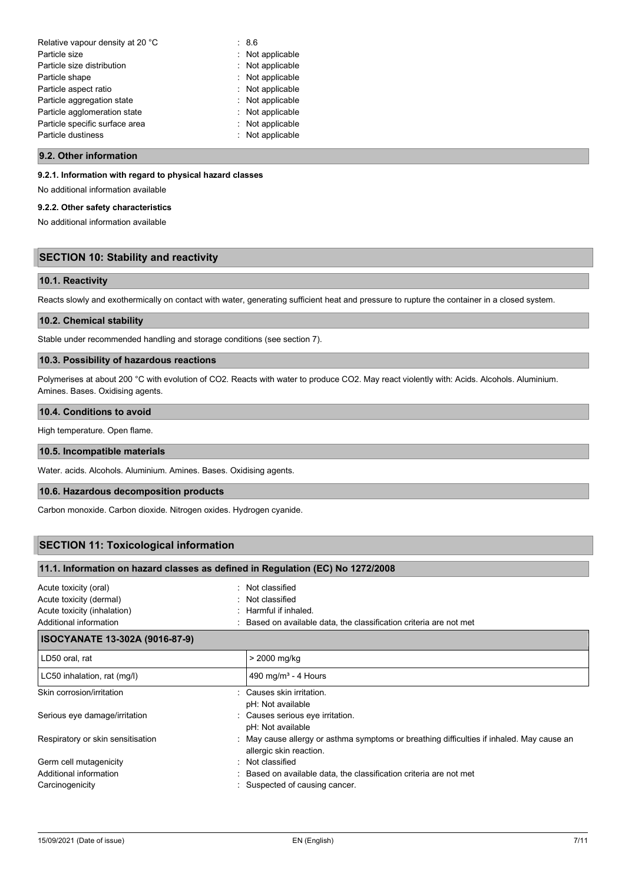| | |
|---|---|
| Relative vapour density at 20 °C | : 8.6 |
| Particle size | : Not applicable |
| Particle size distribution | : Not applicable |
| Particle shape | : Not applicable |
| Particle aspect ratio | : Not applicable |
| Particle aggregation state | : Not applicable |
| Particle agglomeration state | : Not applicable |
| Particle specific surface area | : Not applicable |
| Particle dustiness | : Not applicable |

### 9.2. Other information

#### 9.2.1. Information with regard to physical hazard classes

No additional information available

#### 9.2.2. Other safety characteristics

No additional information available

## SECTION 10: Stability and reactivity

### 10.1. Reactivity

Reacts slowly and exothermically on contact with water, generating sufficient heat and pressure to rupture the container in a closed system.

### 10.2. Chemical stability

Stable under recommended handling and storage conditions (see section 7).

### 10.3. Possibility of hazardous reactions

Polymerises at about 200 °C with evolution of $CO_2$. Reacts with water to produce $CO_2$. May react violently with: Acids. Alcohols. Aluminium. Amines. Bases. Oxidising agents.

### 10.4. Conditions to avoid

High temperature. Open flame.

### 10.5. Incompatible materials

Water. acids. Alcohols. Aluminium. Amines. Bases. Oxidising agents.

### 10.6. Hazardous decomposition products

Carbon monoxide. Carbon dioxide. Nitrogen oxides. Hydrogen cyanide.

## SECTION 11: Toxicological information

### 11.1. Information on hazard classes as defined in Regulation (EC) No 1272/2008

| | |
|---|---|
| Acute toxicity (oral) | : Not classified |
| Acute toxicity (dermal) | : Not classified |
| Acute toxicity (inhalation) | : Harmful if inhaled. |
| Additional information | : Based on available data, the classification criteria are not met |

| ISOCYANATE 13-302A (9016-87-9) | |
|---|---|
| LD50 oral, rat | > 2000 mg/kg |
| LC50 inhalation, rat (mg/l) | 490 mg/m³ - 4 Hours |

| | |
|---|---|
| Skin corrosion/irritation | : Causes skin irritation.<br>pH: Not available |
| Serious eye damage/irritation | : Causes serious eye irritation.<br>pH: Not available |
| Respiratory or skin sensitisation | : May cause allergy or asthma symptoms or breathing difficulties if inhaled. May cause an allergic skin reaction. |
| Germ cell mutagenicity | : Not classified |
| Additional information | : Based on available data, the classification criteria are not met |
| Carcinogenicity | : Suspected of causing cancer. |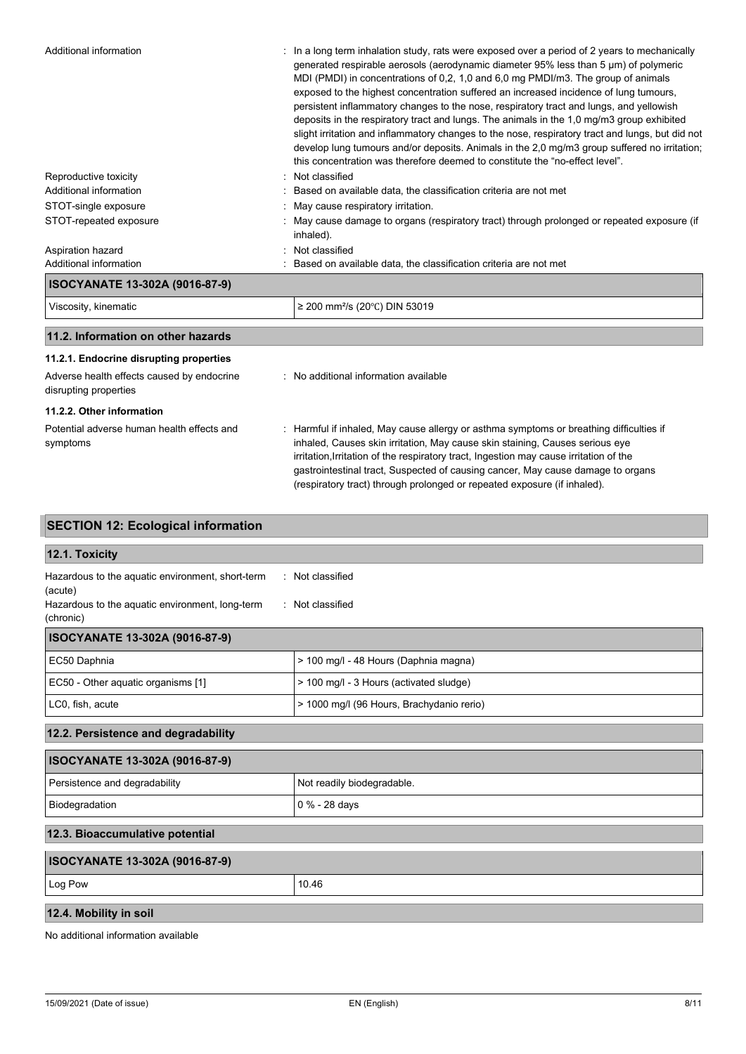| | |
|---|---|
| Additional information | : In a long term inhalation study, rats were exposed over a period of 2 years to mechanically generated respirable aerosols (aerodynamic diameter 95% less than 5 µm) of polymeric MDI (PMDI) in concentrations of 0,2, 1,0 and 6,0 mg PMDI/m3. The group of animals exposed to the highest concentration suffered an increased incidence of lung tumours, persistent inflammatory changes to the nose, respiratory tract and lungs, and yellowish deposits in the respiratory tract and lungs. The animals in the 1,0 mg/m3 group exhibited slight irritation and inflammatory changes to the nose, respiratory tract and lungs, but did not develop lung tumours and/or deposits. Animals in the 2,0 mg/m3 group suffered no irritation; this concentration was therefore deemed to constitute the “no-effect level”. |
| Reproductive toxicity | : Not classified |
| Additional information | : Based on available data, the classification criteria are not met |
| STOT-single exposure | : May cause respiratory irritation. |
| STOT-repeated exposure | : May cause damage to organs (respiratory tract) through prolonged or repeated exposure (if inhaled). |
| Aspiration hazard | : Not classified |
| Additional information | : Based on available data, the classification criteria are not met |

| ISOCYANATE 13-302A (9016-87-9) | |
|---|---|
| Viscosity, kinematic | ≥ 200 mm²/s (20℃) DIN 53019 |

### 11.2. Information on other hazards

#### 11.2.1. Endocrine disrupting properties

Adverse health effects caused by endocrine disrupting properties : No additional information available

#### 11.2.2. Other information

Potential adverse human health effects and symptoms : Harmful if inhaled, May cause allergy or asthma symptoms or breathing difficulties if inhaled, Causes skin irritation, May cause skin staining, Causes serious eye irritation,Irritation of the respiratory tract, Ingestion may cause irritation of the gastrointestinal tract, Suspected of causing cancer, May cause damage to organs (respiratory tract) through prolonged or repeated exposure (if inhaled).

## SECTION 12: Ecological information

### 12.1. Toxicity

Hazardous to the aquatic environment, short-term (acute) : Not classified

Hazardous to the aquatic environment, long-term (chronic) : Not classified

| ISOCYANATE 13-302A (9016-87-9) | |
|---|---|
| EC50 Daphnia | > 100 mg/l - 48 Hours (Daphnia magna) |
| EC50 - Other aquatic organisms [1] | > 100 mg/l - 3 Hours (activated sludge) |
| LC0, fish, acute | > 1000 mg/l (96 Hours, Brachydanio rerio) |

### 12.2. Persistence and degradability

| ISOCYANATE 13-302A (9016-87-9) | |
|---|---|
| Persistence and degradability | Not readily biodegradable. |
| Biodegradation | 0 % - 28 days |

### 12.3. Bioaccumulative potential

| ISOCYANATE 13-302A (9016-87-9) | |
|---|---|
| Log Pow | 10.46 |

### 12.4. Mobility in soil

No additional information available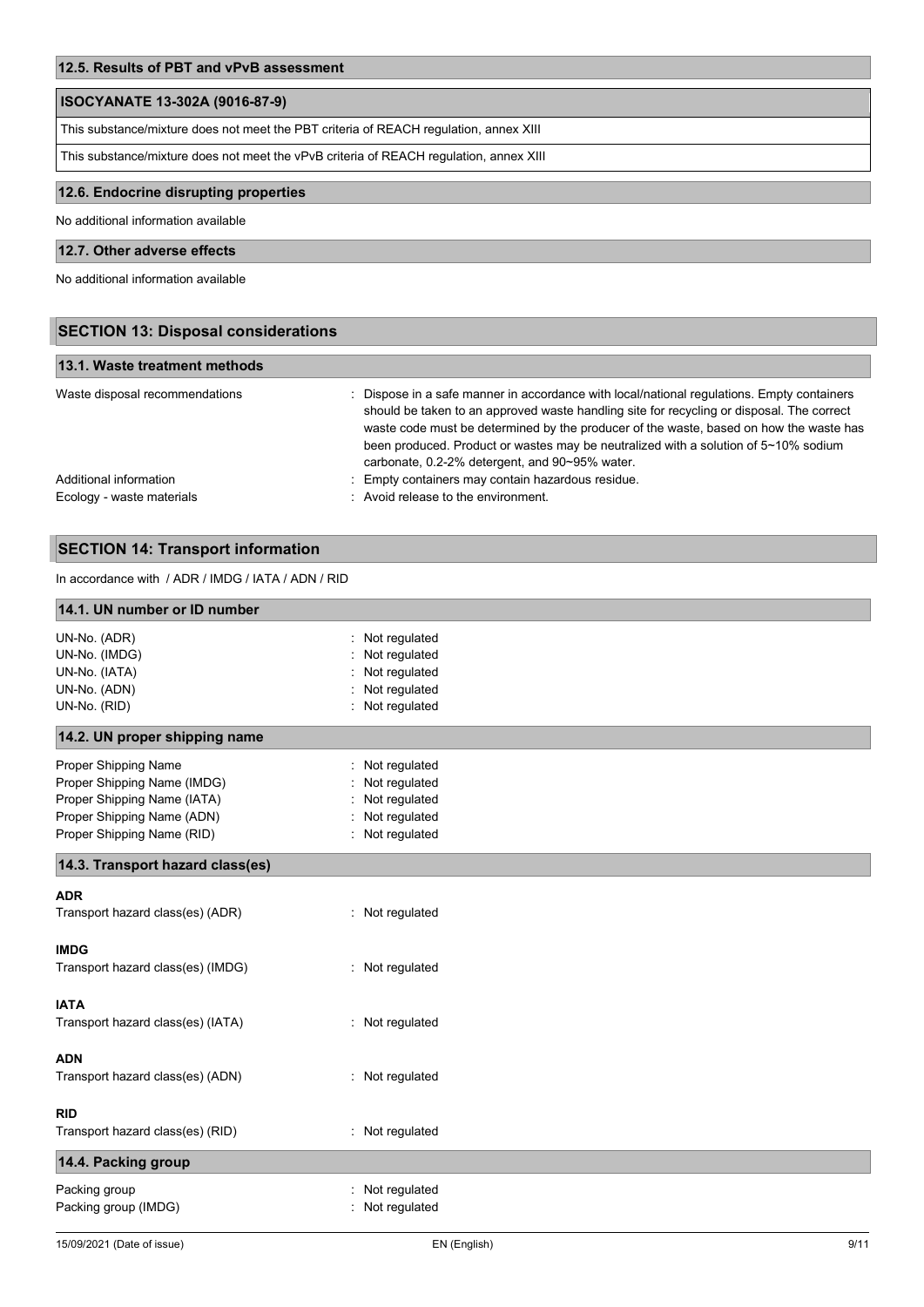### 12.5. Results of PBT and vPvB assessment

| ISOCYANATE 13-302A (9016-87-9) |
| --- |
| This substance/mixture does not meet the PBT criteria of REACH regulation, annex XIII |
| This substance/mixture does not meet the vPvB criteria of REACH regulation, annex XIII |

### 12.6. Endocrine disrupting properties

No additional information available

### 12.7. Other adverse effects

No additional information available

## SECTION 13: Disposal considerations

### 13.1. Waste treatment methods

Waste disposal recommendations : Dispose in a safe manner in accordance with local/national regulations. Empty containers should be taken to an approved waste handling site for recycling or disposal. The correct waste code must be determined by the producer of the waste, based on how the waste has been produced. Product or wastes may be neutralized with a solution of 5~10% sodium carbonate, 0.2-2% detergent, and 90~95% water.

Additional information : Empty containers may contain hazardous residue.

Ecology - waste materials : Avoid release to the environment.

## SECTION 14: Transport information

In accordance with / ADR / IMDG / IATA / ADN / RID

### 14.1. UN number or ID number

UN-No. (ADR) : Not regulated
UN-No. (IMDG) : Not regulated
UN-No. (IATA) : Not regulated
UN-No. (ADN) : Not regulated
UN-No. (RID) : Not regulated

### 14.2. UN proper shipping name

Proper Shipping Name : Not regulated
Proper Shipping Name (IMDG) : Not regulated
Proper Shipping Name (IATA) : Not regulated
Proper Shipping Name (ADN) : Not regulated
Proper Shipping Name (RID) : Not regulated

### 14.3. Transport hazard class(es)

**ADR**

Transport hazard class(es) (ADR) : Not regulated

**IMDG**

Transport hazard class(es) (IMDG) : Not regulated

**IATA**

Transport hazard class(es) (IATA) : Not regulated

**ADN**

Transport hazard class(es) (ADN) : Not regulated

**RID**

Transport hazard class(es) (RID) : Not regulated

### 14.4. Packing group

Packing group : Not regulated
Packing group (IMDG) : Not regulated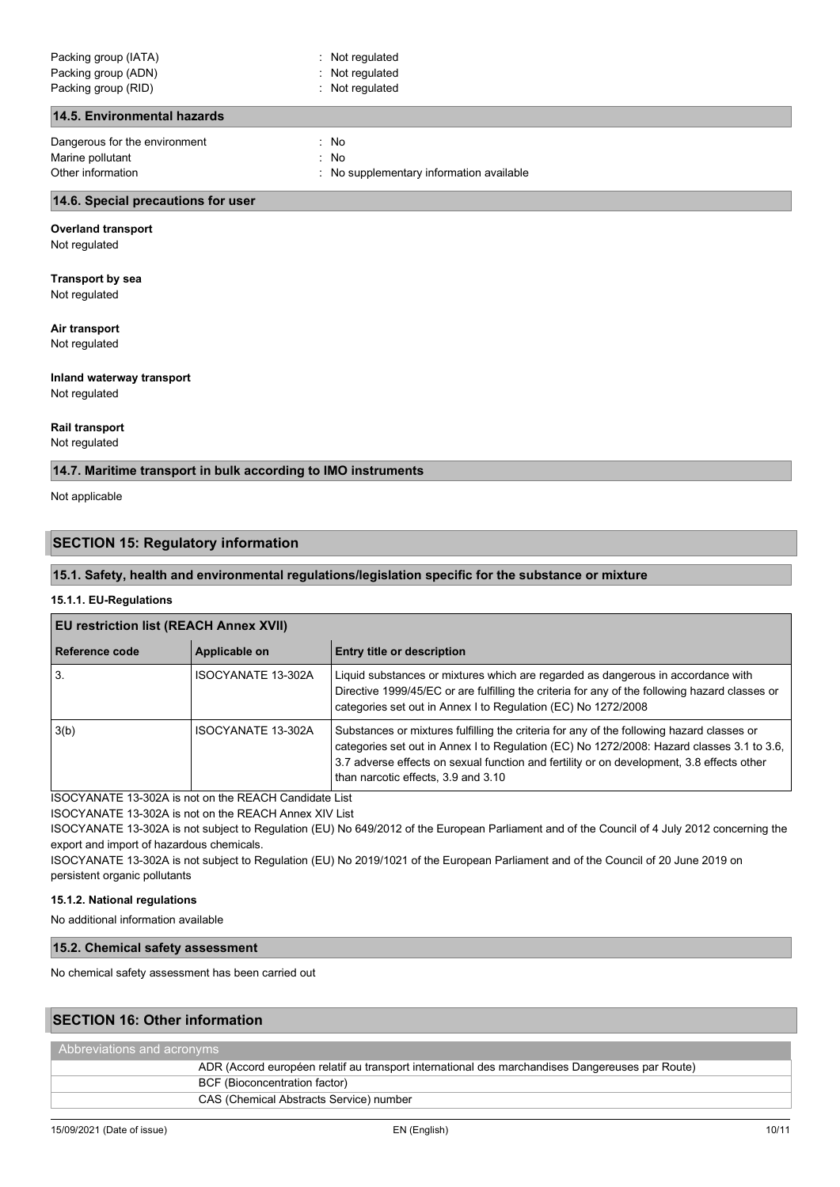Packing group (IATA) : Not regulated
Packing group (ADN) : Not regulated
Packing group (RID) : Not regulated

### 14.5. Environmental hazards

Dangerous for the environment : No
Marine pollutant : No
Other information : No supplementary information available

### 14.6. Special precautions for user

**Overland transport**
Not regulated

**Transport by sea**
Not regulated

**Air transport**
Not regulated

**Inland waterway transport**
Not regulated

**Rail transport**
Not regulated

### 14.7. Maritime transport in bulk according to IMO instruments

Not applicable

## SECTION 15: Regulatory information

### 15.1. Safety, health and environmental regulations/legislation specific for the substance or mixture

#### 15.1.1. EU-Regulations

| EU restriction list (REACH Annex XVII) | | |
|---|---|---|
| **Reference code** | **Applicable on** | **Entry title or description** |
| 3. | ISOCYANATE 13-302A | Liquid substances or mixtures which are regarded as dangerous in accordance with Directive 1999/45/EC or are fulfilling the criteria for any of the following hazard classes or categories set out in Annex I to Regulation (EC) No 1272/2008 |
| 3(b) | ISOCYANATE 13-302A | Substances or mixtures fulfilling the criteria for any of the following hazard classes or categories set out in Annex I to Regulation (EC) No 1272/2008: Hazard classes 3.1 to 3.6, 3.7 adverse effects on sexual function and fertility or on development, 3.8 effects other than narcotic effects, 3.9 and 3.10 |

ISOCYANATE 13-302A is not on the REACH Candidate List
ISOCYANATE 13-302A is not on the REACH Annex XIV List
ISOCYANATE 13-302A is not subject to Regulation (EU) No 649/2012 of the European Parliament and of the Council of 4 July 2012 concerning the export and import of hazardous chemicals.
ISOCYANATE 13-302A is not subject to Regulation (EU) No 2019/1021 of the European Parliament and of the Council of 20 June 2019 on persistent organic pollutants

#### 15.1.2. National regulations

No additional information available

### 15.2. Chemical safety assessment

No chemical safety assessment has been carried out

## SECTION 16: Other information

| Abbreviations and acronyms |
|---|
| ADR (Accord européen relatif au transport international des marchandises Dangereuses par Route) |
| BCF (Bioconcentration factor) |
| CAS (Chemical Abstracts Service) number |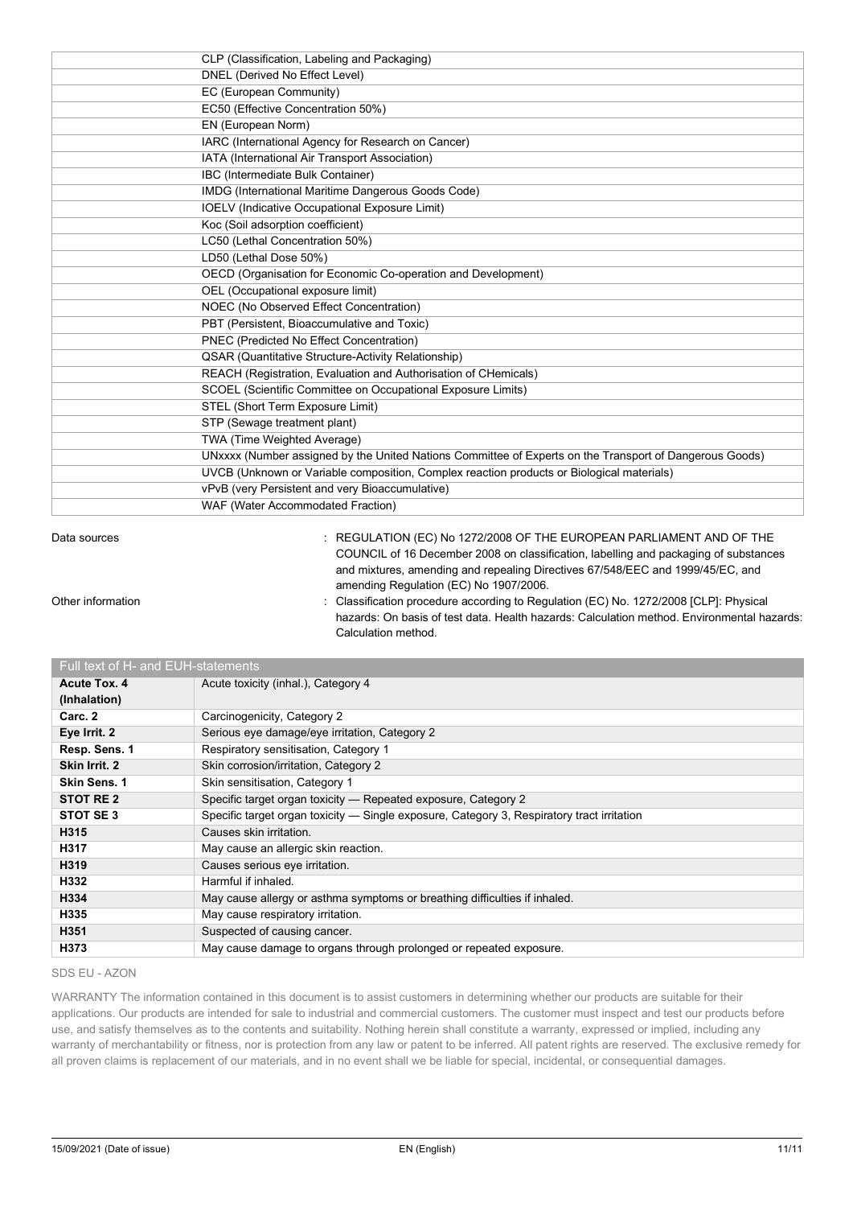| | |
|---|---|
| | CLP (Classification, Labeling and Packaging) |
| | DNEL (Derived No Effect Level) |
| | EC (European Community) |
| | EC50 (Effective Concentration 50%) |
| | EN (European Norm) |
| | IARC (International Agency for Research on Cancer) |
| | IATA (International Air Transport Association) |
| | IBC (Intermediate Bulk Container) |
| | IMDG (International Maritime Dangerous Goods Code) |
| | IOELV (Indicative Occupational Exposure Limit) |
| | Koc (Soil adsorption coefficient) |
| | LC50 (Lethal Concentration 50%) |
| | LD50 (Lethal Dose 50%) |
| | OECD (Organisation for Economic Co-operation and Development) |
| | OEL (Occupational exposure limit) |
| | NOEC (No Observed Effect Concentration) |
| | PBT (Persistent, Bioaccumulative and Toxic) |
| | PNEC (Predicted No Effect Concentration) |
| | QSAR (Quantitative Structure-Activity Relationship) |
| | REACH (Registration, Evaluation and Authorisation of CHemicals) |
| | SCOEL (Scientific Committee on Occupational Exposure Limits) |
| | STEL (Short Term Exposure Limit) |
| | STP (Sewage treatment plant) |
| | TWA (Time Weighted Average) |
| | UNxxxx (Number assigned by the United Nations Committee of Experts on the Transport of Dangerous Goods) |
| | UVCB (Unknown or Variable composition, Complex reaction products or Biological materials) |
| | vPvB (very Persistent and very Bioaccumulative) |
| | WAF (Water Accommodated Fraction) |

Data sources : REGULATION (EC) No 1272/2008 OF THE EUROPEAN PARLIAMENT AND OF THE COUNCIL of 16 December 2008 on classification, labelling and packaging of substances and mixtures, amending and repealing Directives 67/548/EEC and 1999/45/EC, and amending Regulation (EC) No 1907/2006.

Other information : Classification procedure according to Regulation (EC) No. 1272/2008 [CLP]: Physical hazards: On basis of test data. Health hazards: Calculation method. Environmental hazards: Calculation method.

| Full text of H- and EUH-statements | |
|---|---|
| **Acute Tox. 4 (Inhalation)** | Acute toxicity (inhal.), Category 4 |
| **Carc. 2** | Carcinogenicity, Category 2 |
| **Eye Irrit. 2** | Serious eye damage/eye irritation, Category 2 |
| **Resp. Sens. 1** | Respiratory sensitisation, Category 1 |
| **Skin Irrit. 2** | Skin corrosion/irritation, Category 2 |
| **Skin Sens. 1** | Skin sensitisation, Category 1 |
| **STOT RE 2** | Specific target organ toxicity — Repeated exposure, Category 2 |
| **STOT SE 3** | Specific target organ toxicity — Single exposure, Category 3, Respiratory tract irritation |
| **H315** | Causes skin irritation. |
| **H317** | May cause an allergic skin reaction. |
| **H319** | Causes serious eye irritation. |
| **H332** | Harmful if inhaled. |
| **H334** | May cause allergy or asthma symptoms or breathing difficulties if inhaled. |
| **H335** | May cause respiratory irritation. |
| **H351** | Suspected of causing cancer. |
| **H373** | May cause damage to organs through prolonged or repeated exposure. |

SDS EU - AZON

WARRANTY The information contained in this document is to assist customers in determining whether our products are suitable for their applications. Our products are intended for sale to industrial and commercial customers. The customer must inspect and test our products before use, and satisfy themselves as to the contents and suitability. Nothing herein shall constitute a warranty, expressed or implied, including any warranty of merchantability or fitness, nor is protection from any law or patent to be inferred. All patent rights are reserved. The exclusive remedy for all proven claims is replacement of our materials, and in no event shall we be liable for special, incidental, or consequential damages.